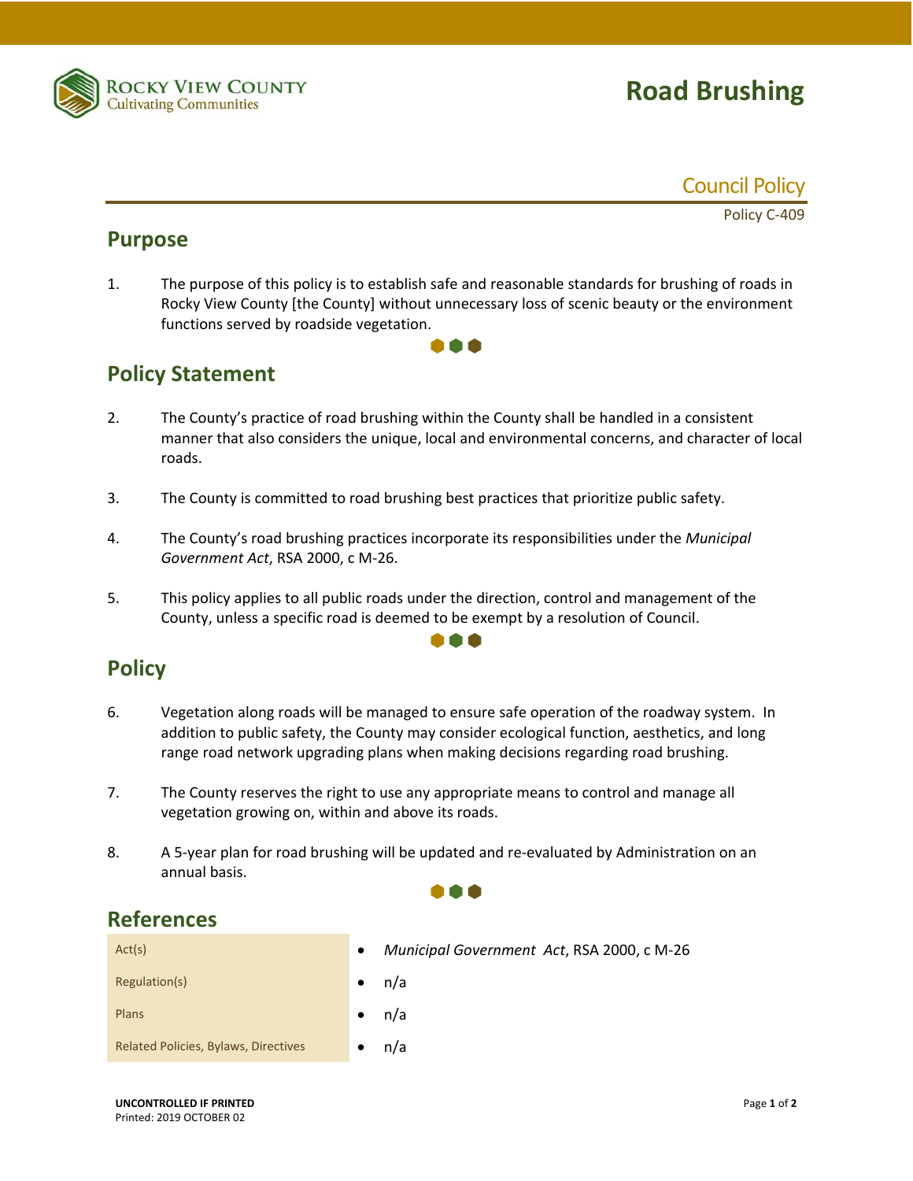Rocky View County
Cultivating Communities

# Road Brushing

Council Policy

Policy C-409

## Purpose

1. The purpose of this policy is to establish safe and reasonable standards for brushing of roads in Rocky View County [the County] without unnecessary loss of scenic beauty or the environment functions served by roadside vegetation.

## Policy Statement

2. The County's practice of road brushing within the County shall be handled in a consistent manner that also considers the unique, local and environmental concerns, and character of local roads.

3. The County is committed to road brushing best practices that prioritize public safety.

4. The County's road brushing practices incorporate its responsibilities under the *Municipal Government Act*, RSA 2000, c M-26.

5. This policy applies to all public roads under the direction, control and management of the County, unless a specific road is deemed to be exempt by a resolution of Council.

## Policy

6. Vegetation along roads will be managed to ensure safe operation of the roadway system. In addition to public safety, the County may consider ecological function, aesthetics, and long range road network upgrading plans when making decisions regarding road brushing.

7. The County reserves the right to use any appropriate means to control and manage all vegetation growing on, within and above its roads.

8. A 5-year plan for road brushing will be updated and re-evaluated by Administration on an annual basis.

## References

| | |
|---|---|
| Act(s) | • *Municipal Government Act*, RSA 2000, c M-26 |
| Regulation(s) | • n/a |
| Plans | • n/a |
| Related Policies, Bylaws, Directives | • n/a |

UNCONTROLLED IF PRINTED
Printed: 2019 OCTOBER 02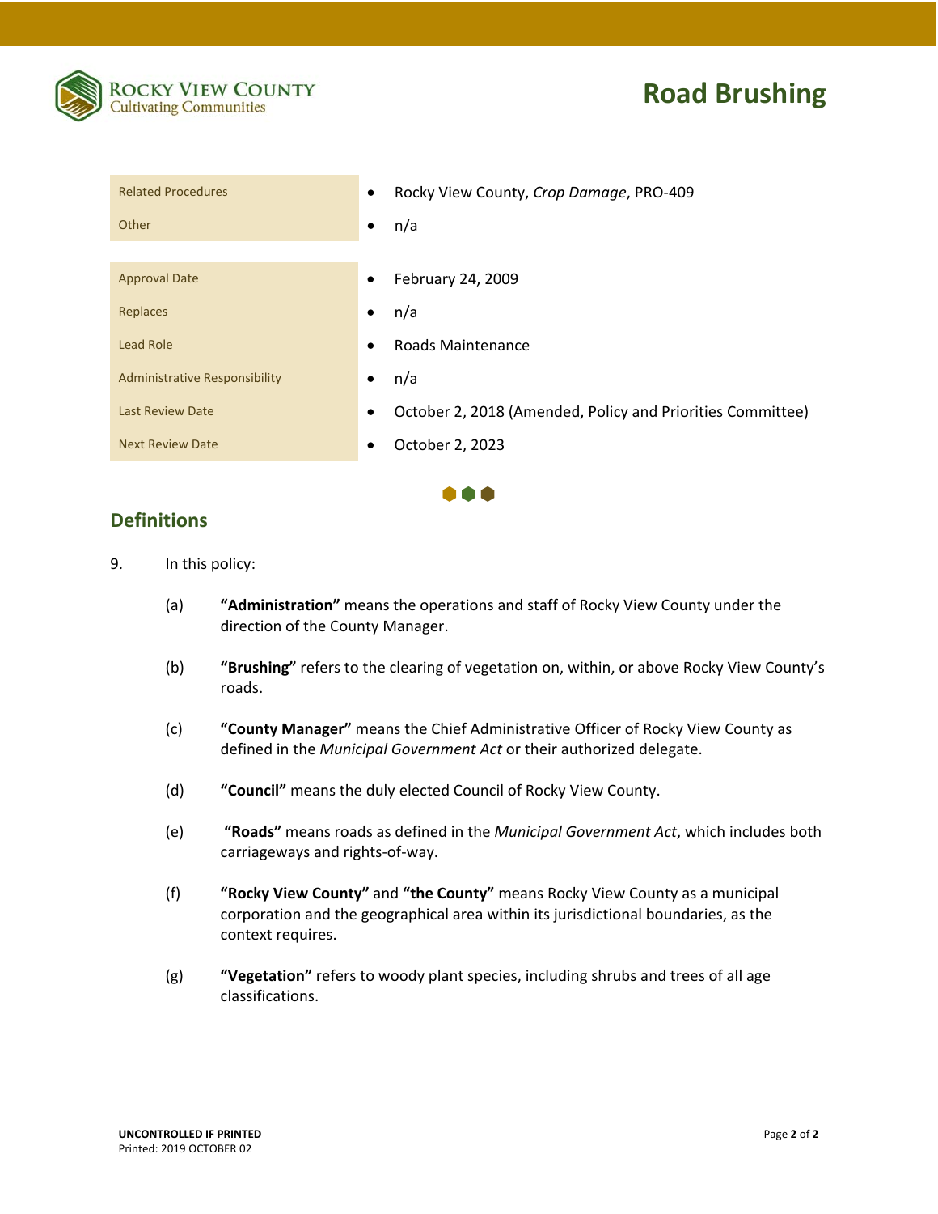| | |
|---|---|
| Related Procedures | • Rocky View County, *Crop Damage*, PRO-409 |
| Other | • n/a |
| Approval Date | • February 24, 2009 |
| Replaces | • n/a |
| Lead Role | • Roads Maintenance |
| Administrative Responsibility | • n/a |
| Last Review Date | • October 2, 2018 (Amended, Policy and Priorities Committee) |
| Next Review Date | • October 2, 2023 |

## Definitions

9. In this policy:

    (a) **"Administration"** means the operations and staff of Rocky View County under the direction of the County Manager.

    (b) **"Brushing"** refers to the clearing of vegetation on, within, or above Rocky View County's roads.

    (c) **"County Manager"** means the Chief Administrative Officer of Rocky View County as defined in the *Municipal Government Act* or their authorized delegate.

    (d) **"Council"** means the duly elected Council of Rocky View County.

    (e) **"Roads"** means roads as defined in the *Municipal Government Act*, which includes both carriageways and rights-of-way.

    (f) **"Rocky View County"** and **"the County"** means Rocky View County as a municipal corporation and the geographical area within its jurisdictional boundaries, as the context requires.

    (g) **"Vegetation"** refers to woody plant species, including shrubs and trees of all age classifications.

**UNCONTROLLED IF PRINTED**
Printed: 2019 OCTOBER 02